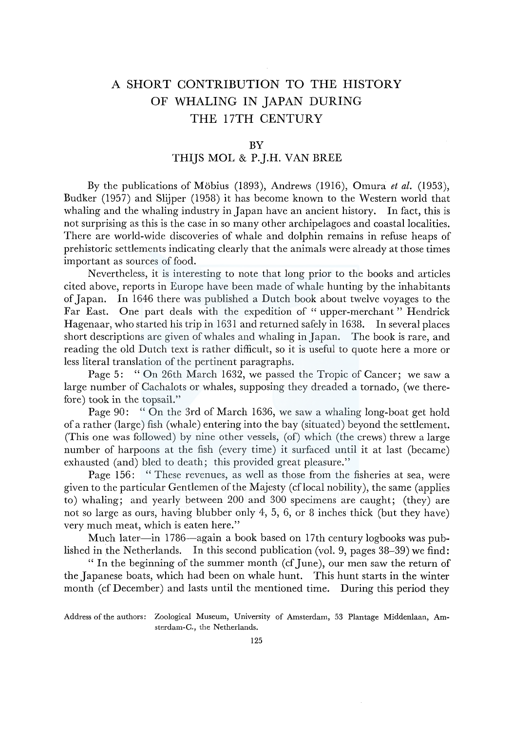# A SHORT CONTRIBUTION TO THE HISTORY OF WHALING IN JAPAN DURING THE 17TH CENTURY

BY

THIJS MOL & P.J.H. VAN BREE

By the publications of Möbius (1893), Andrews (1916), Omura *et al.* (1953), Budker (1957) and Slijper (1958) it has become known to the Western world that whaling and the whaling industry in Japan have an ancient history. In fact, this is not surprising as this is the case in so many other archipelagoes and coastal localities. There are world-wide discoveries of whale and dolphin remains in refuse heaps of prehistoric settlements indicating clearly that the animals were already at those times important as sources of food.

Nevertheless, it is interesting to note that long prior to the books and articles cited above, reports in Europe have been made of whale hunting by the inhabitants of Japan. In 1646 there was published a Dutch book about twelve voyages to the Far East. One part deals with the expedition of "upper-merchant" Hendrick Hagenaar, who started his trip in 1631 and returned safely in 1638. In several places short descriptions are given of whales and whaling in Japan. The book is rare, and reading the old Dutch text is rather difficult, so it is useful to quote here a more or less literal translation of the pertinent paragraphs.

Page 5: "On 26th March 1632, we passed the Tropic of Cancer; we saw a large number of Cachalots or whales, supposing they dreaded a tornado, (we therefore) took in the topsail."

Page 90: "On the 3rd of March 1636, we saw a whaling long-boat get hold of a rather (large) fish (whale) entering into the bay (situated) beyond the settlement. (This one was followed) by nine other vessels, (of) which (the crews) threw a large number of harpoons at the fish (every time) it surfaced until it at last (became) exhausted (and) bled to death; this provided great pleasure."

Page 156: "These revenues, as well as those from the fisheries at sea, were given to the particular Gentlemen of the Majesty (cf local nobility), the same (applies to) whaling; and yearly between 200 and 300 specimens are caught; (they) are not so large as ours, having blubber only 4, 5, 6, or 8 inches thick (but they have) very much meat, which is eaten here."

Much later—in 1786—again a book based on 17th century logbooks was published in the Netherlands. In this second publication (vol. 9, pages 38–39) we find:

"In the beginning of the summer month (cf June), our men saw the return of the Japanese boats, which had been on whale hunt. This hunt starts in the winter month (cf December) and lasts until the mentioned time. During this period they

Address of the authors: Zoological Museum, University of Amsterdam, 53 Plantage Middenlaan, Amsterdam-C., the Netherlands.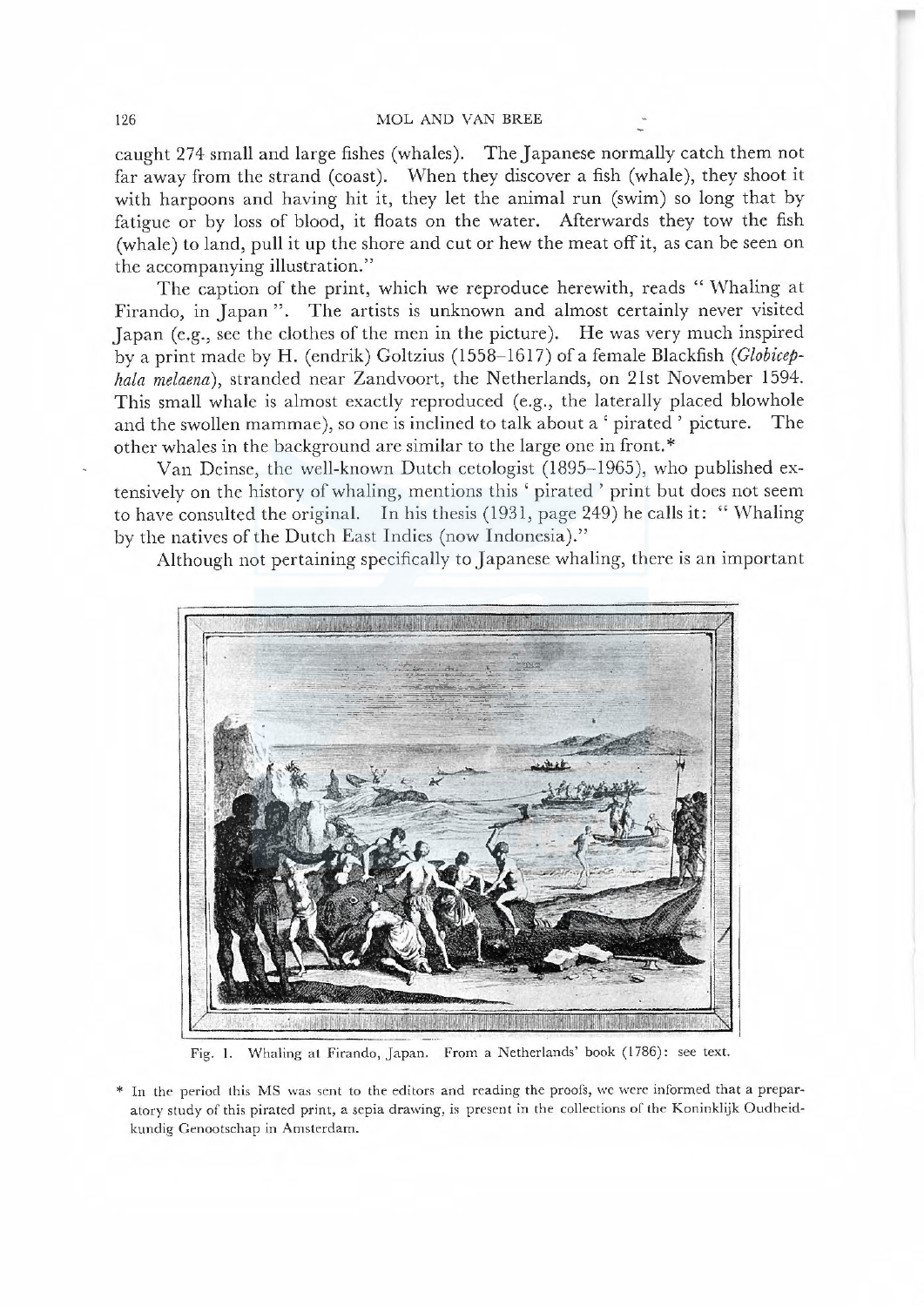caught 274 small and large fishes (whales). The Japanese normally catch them not far away from the strand (coast). When they discover a fish (whale), they shoot it with harpoons and having hit it, they let the animal run (swim) so long that by fatigue or by loss of blood, it floats on the water. Afterwards they tow the fish (whale) to land, pull it up the shore and cut or hew the meat off it, as can be seen on the accompanying illustration."

The caption of the print, which we reproduce herewith, reads " Whaling at Firando, in Japan ". The artists is unknown and almost certainly never visited Japan (e.g., see the clothes of the men in the picture). He was very much inspired by a print made by H. (endrik) Goltzius (1558–1617) of a female Blackfish (*Globicephala melaena*), stranded near Zandvoort, the Netherlands, on 21st November 1594. This small whale is almost exactly reproduced (e.g., the laterally placed blowhole and the swollen mammae), so one is inclined to talk about a ' pirated ' picture. The other whales in the background are similar to the large one in front.*

Van Deinse, the well-known Dutch cetologist (1895–1965), who published extensively on the history of whaling, mentions this ' pirated ' print but does not seem to have consulted the original. In his thesis (1931, page 249) he calls it: " Whaling by the natives of the Dutch East Indies (now Indonesia)."

Although not pertaining specifically to Japanese whaling, there is an important

Fig. 1. Whaling at Firando, Japan. From a Netherlands' book (1786): see text.

\* In the period this MS was sent to the editors and reading the proofs, we were informed that a preparatory study of this pirated print, a sepia drawing, is present in the collections of the Koninklijk Oudheidkundig Genootschap in Amsterdam.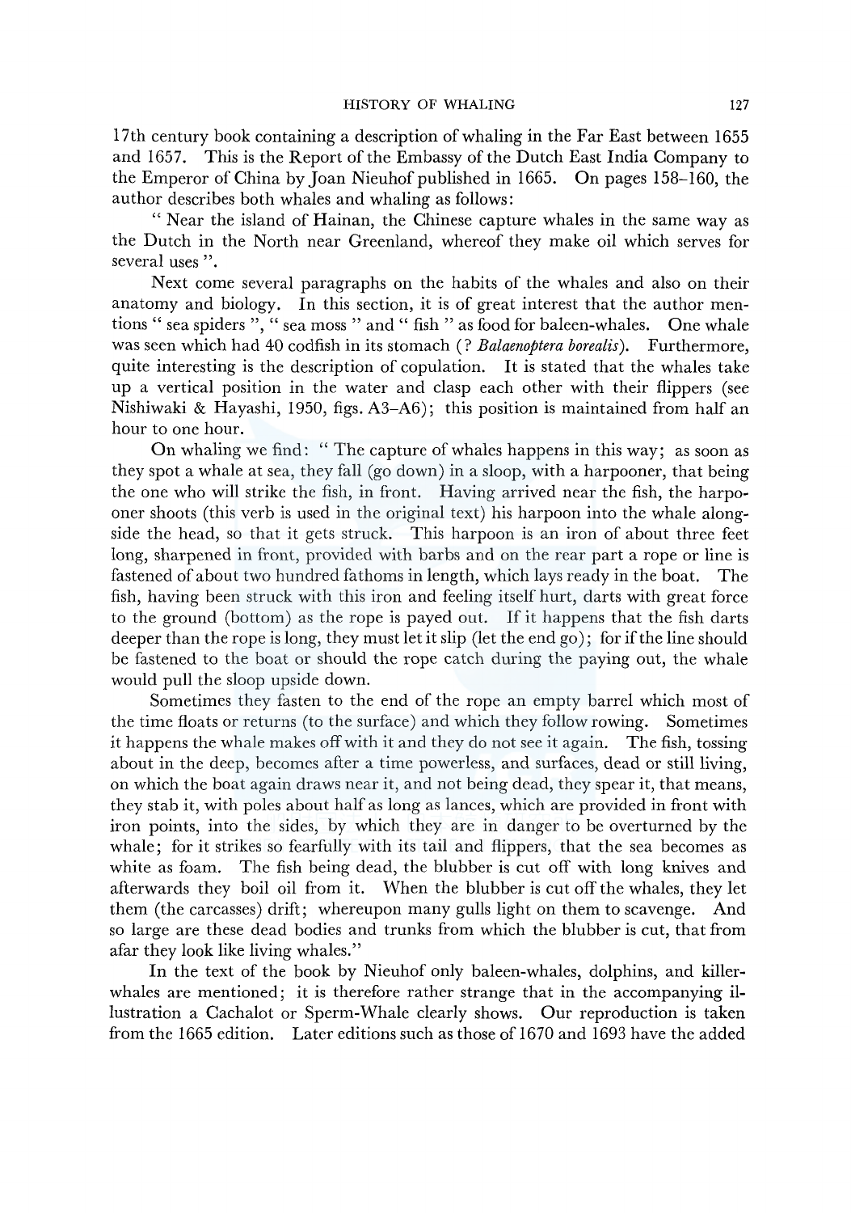17th century book containing a description of whaling in the Far East between 1655 and 1657. This is the Report of the Embassy of the Dutch East India Company to the Emperor of China by Joan Nieuhof published in 1665. On pages 158–160, the author describes both whales and whaling as follows:

" Near the island of Hainan, the Chinese capture whales in the same way as the Dutch in the North near Greenland, whereof they make oil which serves for several uses ".

Next come several paragraphs on the habits of the whales and also on their anatomy and biology. In this section, it is of great interest that the author mentions " sea spiders ", " sea moss " and " fish " as food for baleen-whales. One whale was seen which had 40 codfish in its stomach (? *Balaenoptera borealis*). Furthermore, quite interesting is the description of copulation. It is stated that the whales take up a vertical position in the water and clasp each other with their flippers (see Nishiwaki & Hayashi, 1950, figs. A3–A6); this position is maintained from half an hour to one hour.

On whaling we find: " The capture of whales happens in this way; as soon as they spot a whale at sea, they fall (go down) in a sloop, with a harpooner, that being the one who will strike the fish, in front. Having arrived near the fish, the harpooner shoots (this verb is used in the original text) his harpoon into the whale alongside the head, so that it gets struck. This harpoon is an iron of about three feet long, sharpened in front, provided with barbs and on the rear part a rope or line is fastened of about two hundred fathoms in length, which lays ready in the boat. The fish, having been struck with this iron and feeling itself hurt, darts with great force to the ground (bottom) as the rope is payed out. If it happens that the fish darts deeper than the rope is long, they must let it slip (let the end go); for if the line should be fastened to the boat or should the rope catch during the paying out, the whale would pull the sloop upside down.

Sometimes they fasten to the end of the rope an empty barrel which most of the time floats or returns (to the surface) and which they follow rowing. Sometimes it happens the whale makes off with it and they do not see it again. The fish, tossing about in the deep, becomes after a time powerless, and surfaces, dead or still living, on which the boat again draws near it, and not being dead, they spear it, that means, they stab it, with poles about half as long as lances, which are provided in front with iron points, into the sides, by which they are in danger to be overturned by the whale; for it strikes so fearfully with its tail and flippers, that the sea becomes as white as foam. The fish being dead, the blubber is cut off with long knives and afterwards they boil oil from it. When the blubber is cut off the whales, they let them (the carcasses) drift; whereupon many gulls light on them to scavenge. And so large are these dead bodies and trunks from which the blubber is cut, that from afar they look like living whales."

In the text of the book by Nieuhof only baleen-whales, dolphins, and killer-whales are mentioned; it is therefore rather strange that in the accompanying illustration a Cachalot or Sperm-Whale clearly shows. Our reproduction is taken from the 1665 edition. Later editions such as those of 1670 and 1693 have the added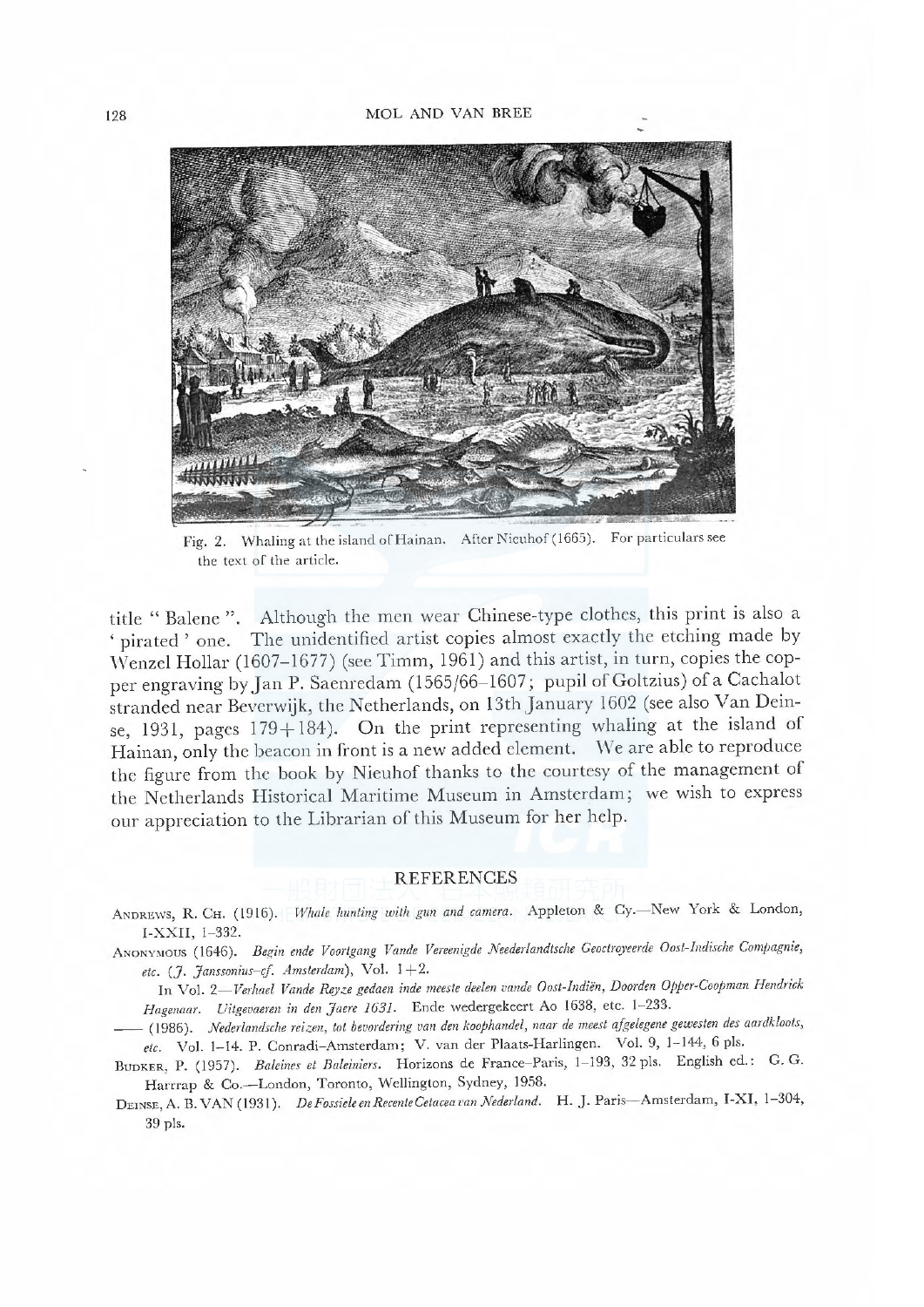Fig. 2. Whaling at the island of Hainan. After Nieuhof (1665). For particulars see the text of the article.

title " Balene ". Although the men wear Chinese-type clothes, this print is also a ' pirated ' one. The unidentified artist copies almost exactly the etching made by Wenzel Hollar (1607–1677) (see Timm, 1961) and this artist, in turn, copies the copper engraving by Jan P. Saenredam (1565/66–1607; pupil of Goltzius) of a Cachalot stranded near Beverwijk, the Netherlands, on 13th January 1602 (see also Van Deinse, 1931, pages 179+184). On the print representing whaling at the island of Hainan, only the beacon in front is a new added element. We are able to reproduce the figure from the book by Nieuhof thanks to the courtesy of the management of the Netherlands Historical Maritime Museum in Amsterdam; we wish to express our appreciation to the Librarian of this Museum for her help.

## REFERENCES

ANDREWS, R. CH. (1916). *Whale hunting with gun and camera.* Appleton & Cy.—New York & London, I-XXII, 1–332.

ANONYMOUS (1646). *Begin ende Voortgang Vande Vereenigde Neederlandtsche Geoctroyeerde Oost-Indische Compagnie, etc. (J. Janssonius–cf. Amsterdam)*, Vol. 1+2.

In Vol. 2—*Verhael Vande Reyze gedaen inde meeste deelen vande Oost-Indiën, Doorden Opper-Coopman Hendrick Hagenaar. Uitgevaeren in den Jaere 1631.* Ende wedergekeert Ao 1638, etc. 1–233.

—— (1986). *Nederlandsche reizen, tot bevordering van den koophandel, naar de meest afgelegene gewesten des aardkloots, etc.* Vol. 1–14. P. Conradi–Amsterdam; V. van der Plaats-Harlingen. Vol. 9, 1–144, 6 pls.

BUDKER, P. (1957). *Baleines et Baleiniers.* Horizons de France–Paris, 1–193, 32 pls. English ed.: G. G. Harrrap & Co.—London, Toronto, Wellington, Sydney, 1958.

DEINSE, A. B. VAN (1931). *De Fossiele en Recente Cetacea van Nederland.* H. J. Paris—Amsterdam, I-XI, 1–304, 39 pls.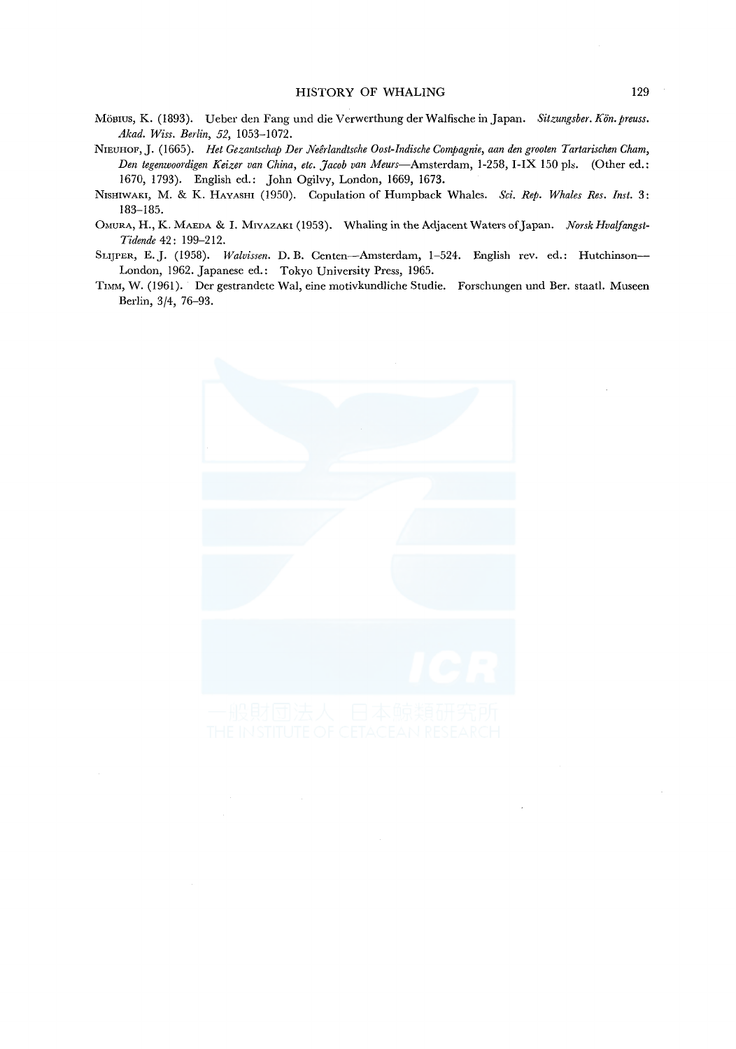Möbius, K. (1893). Ueber den Fang und die Verwerthung der Walfische in Japan. *Sitzungsber. Kön. preuss. Akad. Wiss. Berlin, 52,* 1053–1072.

Nieuhof, J. (1665). *Het Gezantschap Der Neêrlandtsche Oost-Indische Compagnie, aan den grooten Tartarischen Cham, Den tegenwoordigen Keizer van China, etc. Jacob van Meurs*—Amsterdam, 1-258, I-IX 150 pls. (Other ed.: 1670, 1793). English ed.: John Ogilvy, London, 1669, 1673.

Nishiwaki, M. & K. Hayashi (1950). Copulation of Humpback Whales. *Sci. Rep. Whales Res. Inst.* 3: 183–185.

Omura, H., K. Maeda & I. Miyazaki (1953). Whaling in the Adjacent Waters of Japan. *Norsk Hvalfangst-Tidende* 42: 199–212.

Slijper, E. J. (1958). *Walvissen.* D. B. Centen—Amsterdam, 1–524. English rev. ed.: Hutchinson—London, 1962. Japanese ed.: Tokyo University Press, 1965.

Timm, W. (1961). Der gestrandete Wal, eine motivkundliche Studie. Forschungen und Ber. staatl. Museen Berlin, 3/4, 76–93.